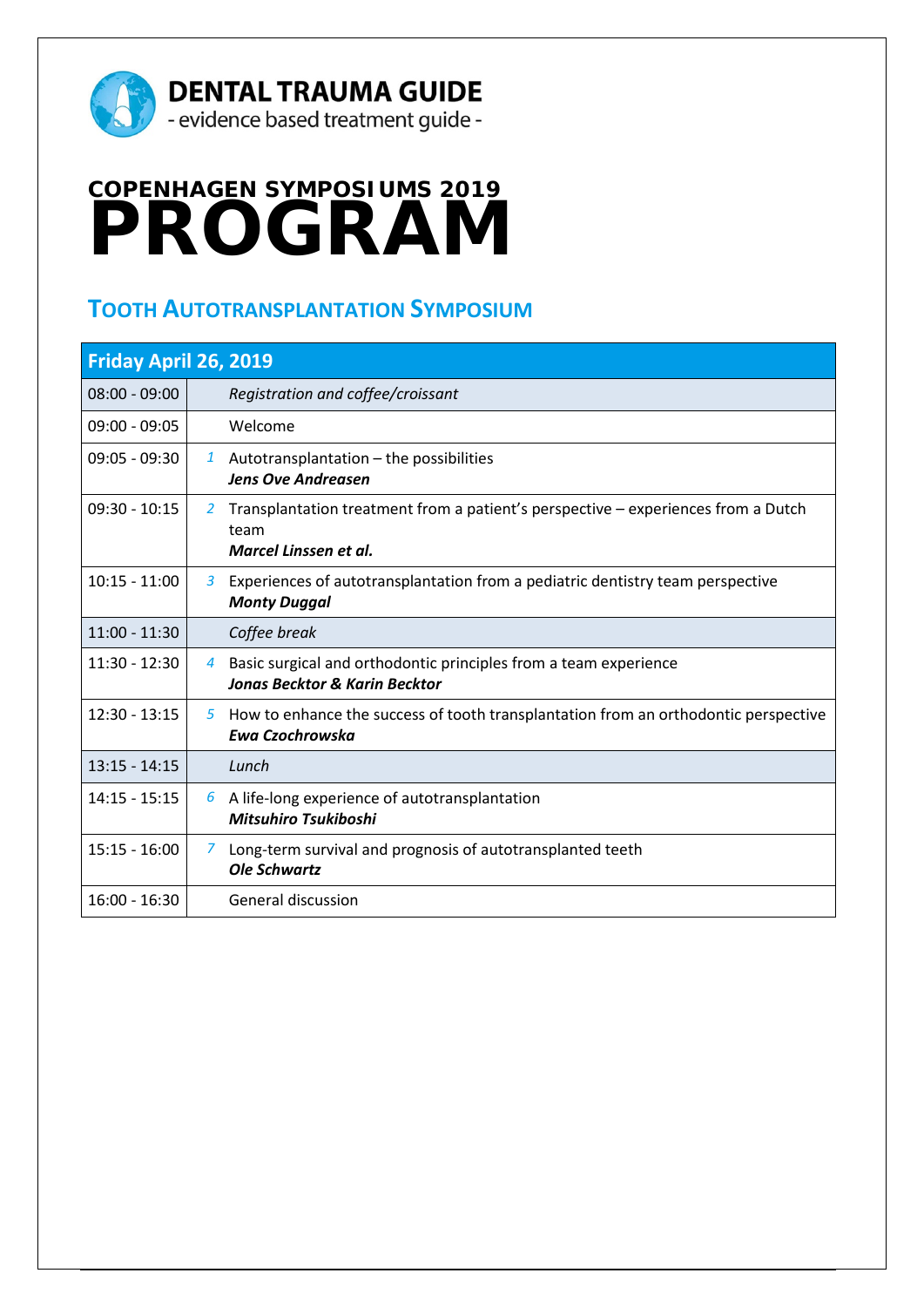**DENTAL TRAUMA GUIDE**
- evidence based treatment guide -

# COPENHAGEN SYMPOSIUMS 2019
# PROGRAM

## TOOTH AUTOTRANSPLANTATION SYMPOSIUM

| Friday April 26, 2019 | | |
|---|---|---|
| 08:00 - 09:00 | | *Registration and coffee/croissant* |
| 09:00 - 09:05 | | Welcome |
| 09:05 - 09:30 | *1* | Autotransplantation – the possibilities<br>***Jens Ove Andreasen*** |
| 09:30 - 10:15 | *2* | Transplantation treatment from a patient's perspective – experiences from a Dutch team<br>***Marcel Linssen et al.*** |
| 10:15 - 11:00 | *3* | Experiences of autotransplantation from a pediatric dentistry team perspective<br>***Monty Duggal*** |
| 11:00 - 11:30 | | *Coffee break* |
| 11:30 - 12:30 | *4* | Basic surgical and orthodontic principles from a team experience<br>***Jonas Becktor & Karin Becktor*** |
| 12:30 - 13:15 | *5* | How to enhance the success of tooth transplantation from an orthodontic perspective<br>***Ewa Czochrowska*** |
| 13:15 - 14:15 | | *Lunch* |
| 14:15 - 15:15 | *6* | A life-long experience of autotransplantation<br>***Mitsuhiro Tsukiboshi*** |
| 15:15 - 16:00 | *7* | Long-term survival and prognosis of autotransplanted teeth<br>***Ole Schwartz*** |
| 16:00 - 16:30 | | General discussion |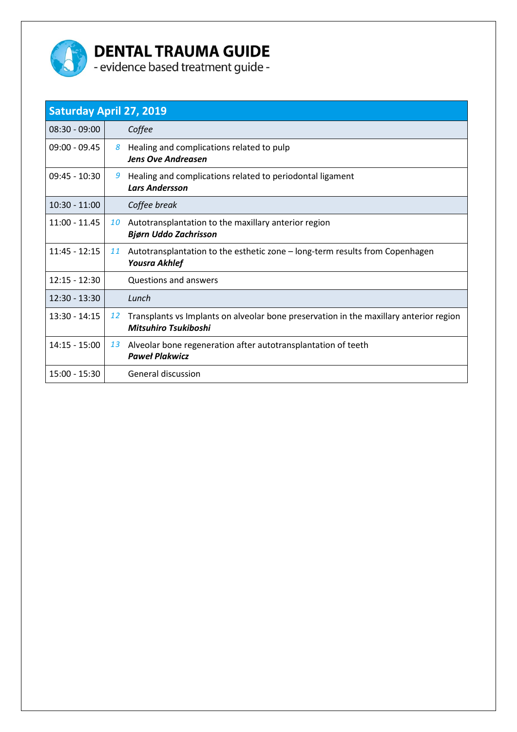# DENTAL TRAUMA GUIDE

- evidence based treatment guide -

| Saturday April 27, 2019 | | |
|---|---|---|
| 08:30 - 09:00 | | *Coffee* |
| 09:00 - 09.45 | *8* | Healing and complications related to pulp<br>***Jens Ove Andreasen*** |
| 09:45 - 10:30 | *9* | Healing and complications related to periodontal ligament<br>***Lars Andersson*** |
| 10:30 - 11:00 | | *Coffee break* |
| 11:00 - 11.45 | *10* | Autotransplantation to the maxillary anterior region<br>***Bjørn Uddo Zachrisson*** |
| 11:45 - 12:15 | *11* | Autotransplantation to the esthetic zone – long-term results from Copenhagen<br>***Yousra Akhlef*** |
| 12:15 - 12:30 | | Questions and answers |
| 12:30 - 13:30 | | *Lunch* |
| 13:30 - 14:15 | *12* | Transplants vs Implants on alveolar bone preservation in the maxillary anterior region<br>***Mitsuhiro Tsukiboshi*** |
| 14:15 - 15:00 | *13* | Alveolar bone regeneration after autotransplantation of teeth<br>***Paweł Plakwicz*** |
| 15:00 - 15:30 | | General discussion |